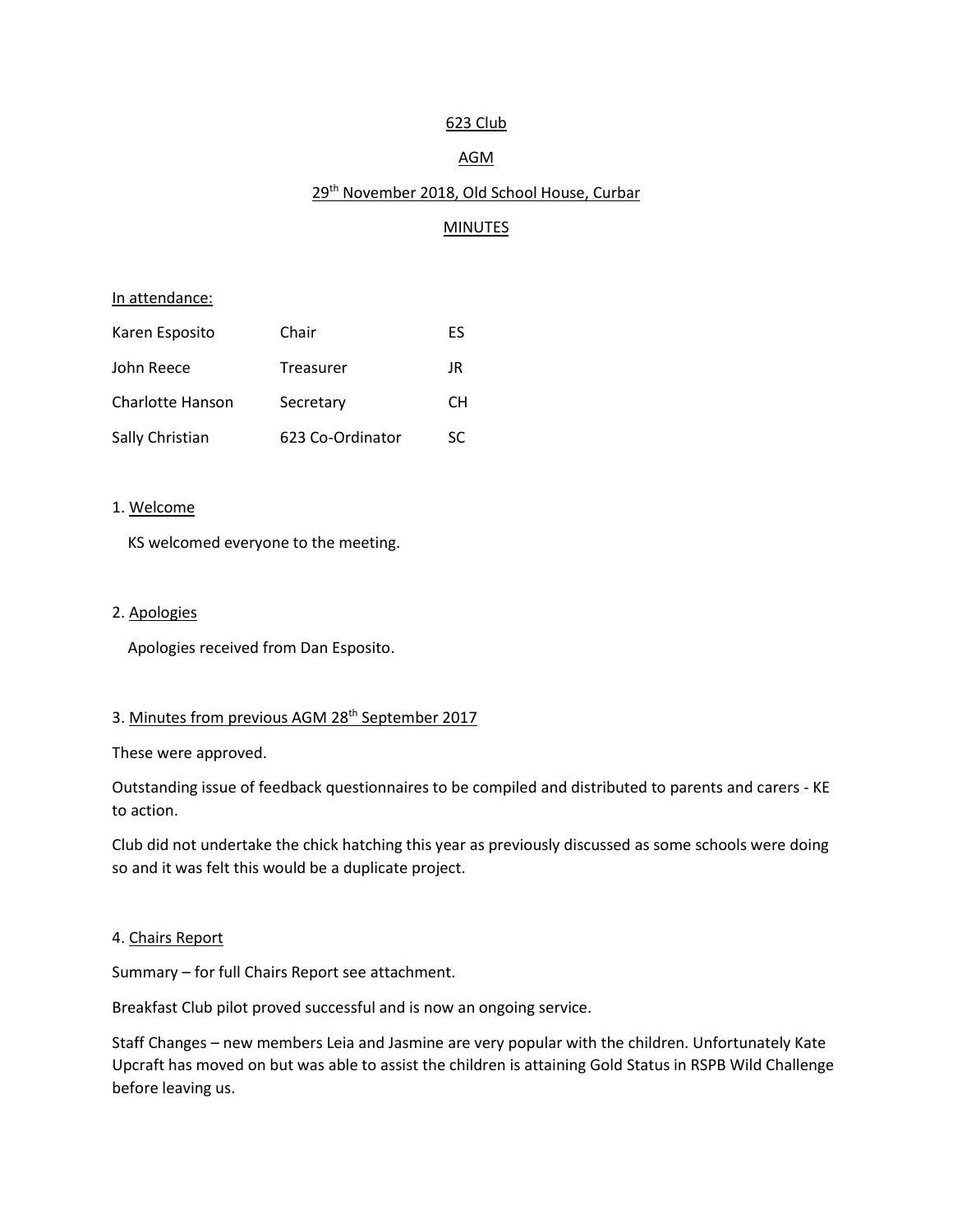<u>623 Club</u>

<u>AGM</u>

<u>29th November 2018, Old School House, Curbar</u>

<u>MINUTES</u>

<u>In attendance:</u>

| | | |
|---|---|---|
| Karen Esposito | Chair | ES |
| John Reece | Treasurer | JR |
| Charlotte Hanson | Secretary | CH |
| Sally Christian | 623 Co-Ordinator | SC |

1. <u>Welcome</u>

KS welcomed everyone to the meeting.

2. <u>Apologies</u>

Apologies received from Dan Esposito.

3. <u>Minutes from previous AGM 28th September 2017</u>

These were approved.

Outstanding issue of feedback questionnaires to be compiled and distributed to parents and carers - KE to action.

Club did not undertake the chick hatching this year as previously discussed as some schools were doing so and it was felt this would be a duplicate project.

4. <u>Chairs Report</u>

Summary – for full Chairs Report see attachment.

Breakfast Club pilot proved successful and is now an ongoing service.

Staff Changes – new members Leia and Jasmine are very popular with the children. Unfortunately Kate Upcraft has moved on but was able to assist the children is attaining Gold Status in RSPB Wild Challenge before leaving us.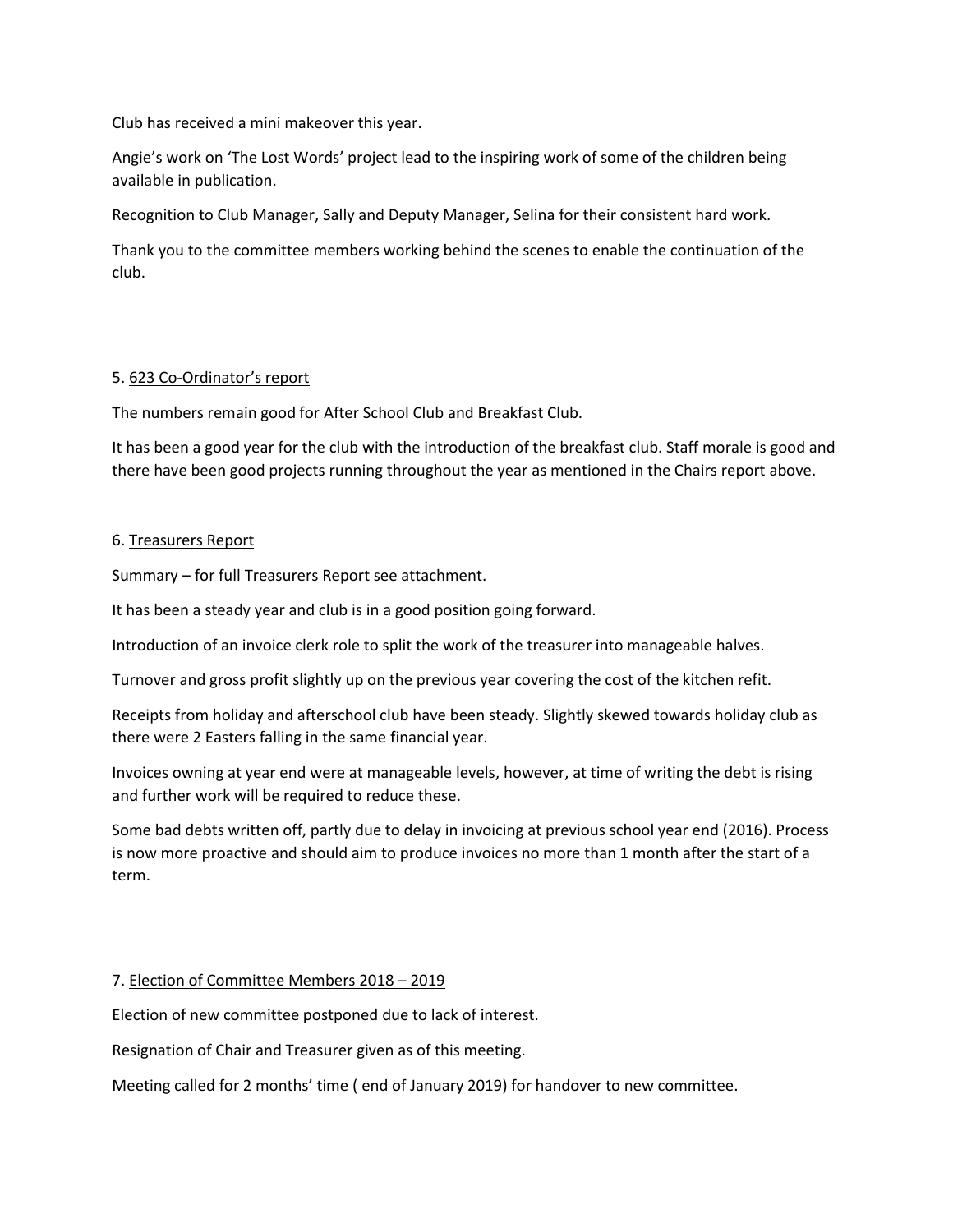Club has received a mini makeover this year.

Angie's work on 'The Lost Words' project lead to the inspiring work of some of the children being available in publication.

Recognition to Club Manager, Sally and Deputy Manager, Selina for their consistent hard work.

Thank you to the committee members working behind the scenes to enable the continuation of the club.

5. <u>623 Co-Ordinator's report</u>

The numbers remain good for After School Club and Breakfast Club.

It has been a good year for the club with the introduction of the breakfast club. Staff morale is good and there have been good projects running throughout the year as mentioned in the Chairs report above.

6. <u>Treasurers Report</u>

Summary – for full Treasurers Report see attachment.

It has been a steady year and club is in a good position going forward.

Introduction of an invoice clerk role to split the work of the treasurer into manageable halves.

Turnover and gross profit slightly up on the previous year covering the cost of the kitchen refit.

Receipts from holiday and afterschool club have been steady. Slightly skewed towards holiday club as there were 2 Easters falling in the same financial year.

Invoices owning at year end were at manageable levels, however, at time of writing the debt is rising and further work will be required to reduce these.

Some bad debts written off, partly due to delay in invoicing at previous school year end (2016). Process is now more proactive and should aim to produce invoices no more than 1 month after the start of a term.

7. <u>Election of Committee Members 2018 – 2019</u>

Election of new committee postponed due to lack of interest.

Resignation of Chair and Treasurer given as of this meeting.

Meeting called for 2 months' time ( end of January 2019) for handover to new committee.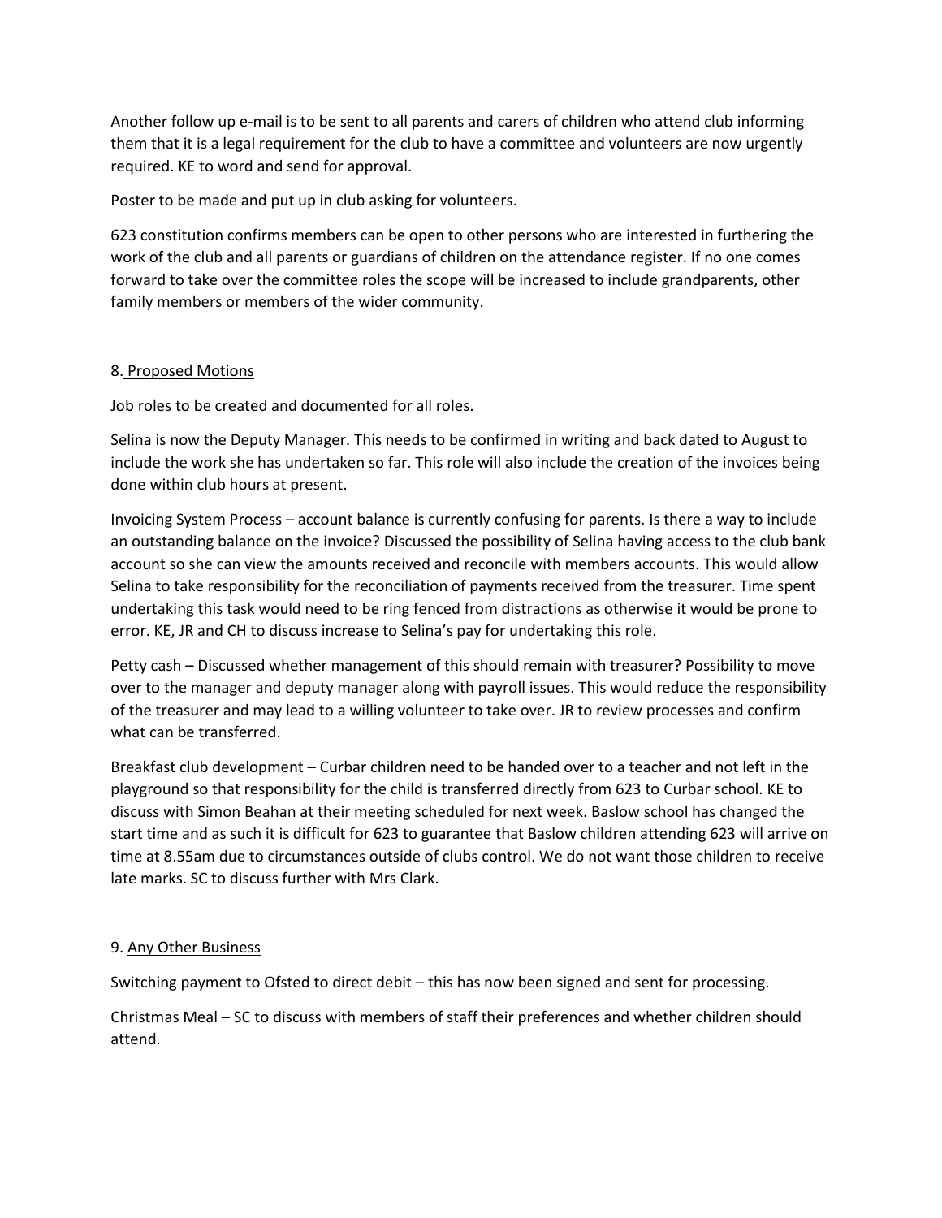Another follow up e-mail is to be sent to all parents and carers of children who attend club informing them that it is a legal requirement for the club to have a committee and volunteers are now urgently required. KE to word and send for approval.

Poster to be made and put up in club asking for volunteers.

623 constitution confirms members can be open to other persons who are interested in furthering the work of the club and all parents or guardians of children on the attendance register. If no one comes forward to take over the committee roles the scope will be increased to include grandparents, other family members or members of the wider community.

8. Proposed Motions

Job roles to be created and documented for all roles.

Selina is now the Deputy Manager. This needs to be confirmed in writing and back dated to August to include the work she has undertaken so far. This role will also include the creation of the invoices being done within club hours at present.

Invoicing System Process – account balance is currently confusing for parents. Is there a way to include an outstanding balance on the invoice? Discussed the possibility of Selina having access to the club bank account so she can view the amounts received and reconcile with members accounts. This would allow Selina to take responsibility for the reconciliation of payments received from the treasurer. Time spent undertaking this task would need to be ring fenced from distractions as otherwise it would be prone to error. KE, JR and CH to discuss increase to Selina's pay for undertaking this role.

Petty cash – Discussed whether management of this should remain with treasurer? Possibility to move over to the manager and deputy manager along with payroll issues. This would reduce the responsibility of the treasurer and may lead to a willing volunteer to take over. JR to review processes and confirm what can be transferred.

Breakfast club development – Curbar children need to be handed over to a teacher and not left in the playground so that responsibility for the child is transferred directly from 623 to Curbar school. KE to discuss with Simon Beahan at their meeting scheduled for next week. Baslow school has changed the start time and as such it is difficult for 623 to guarantee that Baslow children attending 623 will arrive on time at 8.55am due to circumstances outside of clubs control. We do not want those children to receive late marks. SC to discuss further with Mrs Clark.

9. Any Other Business

Switching payment to Ofsted to direct debit – this has now been signed and sent for processing.

Christmas Meal – SC to discuss with members of staff their preferences and whether children should attend.